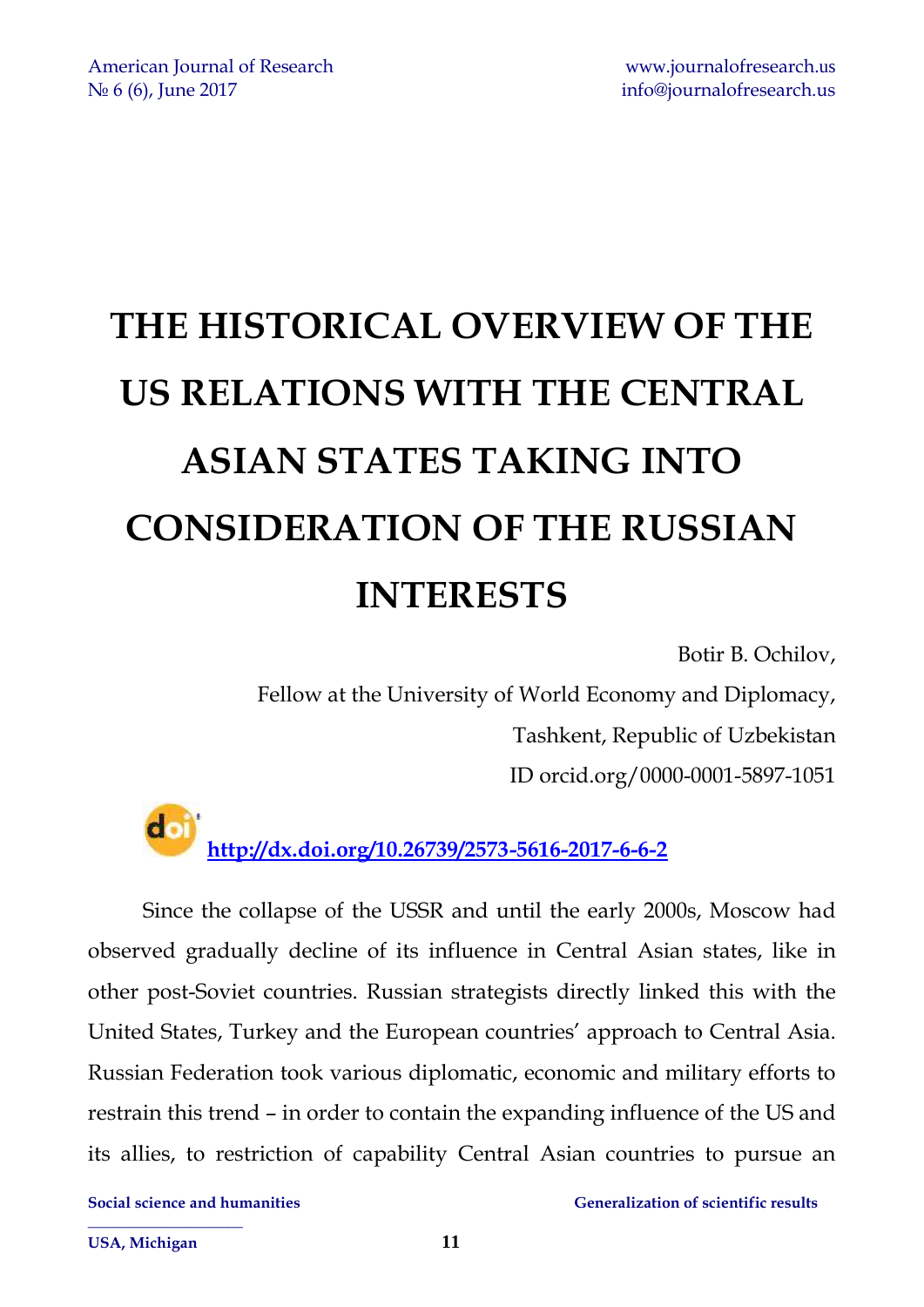# THE HISTORICAL OVERVIEW OF THE US RELATIONS WITH THE CENTRAL ASIAN STATES TAKING INTO CONSIDERATION OF THE RUSSIAN INTERESTS

Botir B. Ochilov,

Fellow at the University of World Economy and Diplomacy,

Tashkent, Republic of Uzbekistan

ID orcid.org/0000-0001-5897-1051

**http://dx.doi.org/10.26739/2573-5616-2017-6-6-2**

Since the collapse of the USSR and until the early 2000s, Moscow had observed gradually decline of its influence in Central Asian states, like in other post-Soviet countries. Russian strategists directly linked this with the United States, Turkey and the European countries' approach to Central Asia. Russian Federation took various diplomatic, economic and military efforts to restrain this trend – in order to contain the expanding influence of the US and its allies, to restriction of capability Central Asian countries to pursue an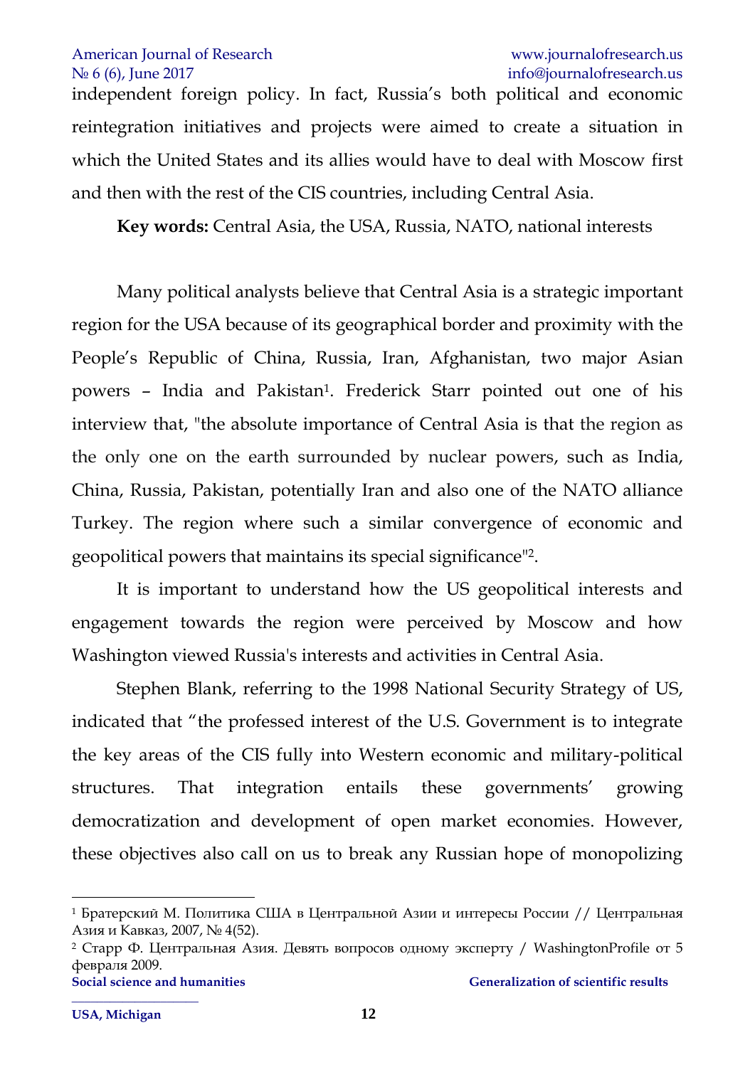independent foreign policy. In fact, Russia's both political and economic reintegration initiatives and projects were aimed to create a situation in which the United States and its allies would have to deal with Moscow first and then with the rest of the CIS countries, including Central Asia.

**Key words:** Central Asia, the USA, Russia, NATO, national interests

Many political analysts believe that Central Asia is a strategic important region for the USA because of its geographical border and proximity with the People's Republic of China, Russia, Iran, Afghanistan, two major Asian powers – India and Pakistan[1]. Frederick Starr pointed out one of his interview that, "the absolute importance of Central Asia is that the region as the only one on the earth surrounded by nuclear powers, such as India, China, Russia, Pakistan, potentially Iran and also one of the NATO alliance Turkey. The region where such a similar convergence of economic and geopolitical powers that maintains its special significance"[2].

It is important to understand how the US geopolitical interests and engagement towards the region were perceived by Moscow and how Washington viewed Russia's interests and activities in Central Asia.

Stephen Blank, referring to the 1998 National Security Strategy of US, indicated that "the professed interest of the U.S. Government is to integrate the key areas of the CIS fully into Western economic and military-political structures. That integration entails these governments' growing democratization and development of open market economies. However, these objectives also call on us to break any Russian hope of monopolizing

---

[1] Братерский М. Политика США в Центральной Азии и интересы России // Центральная Азия и Кавказ, 2007, № 4(52).

[2] Старр Ф. Центральная Азия. Девять вопросов одному эксперту / WashingtonProfile от 5 февраля 2009.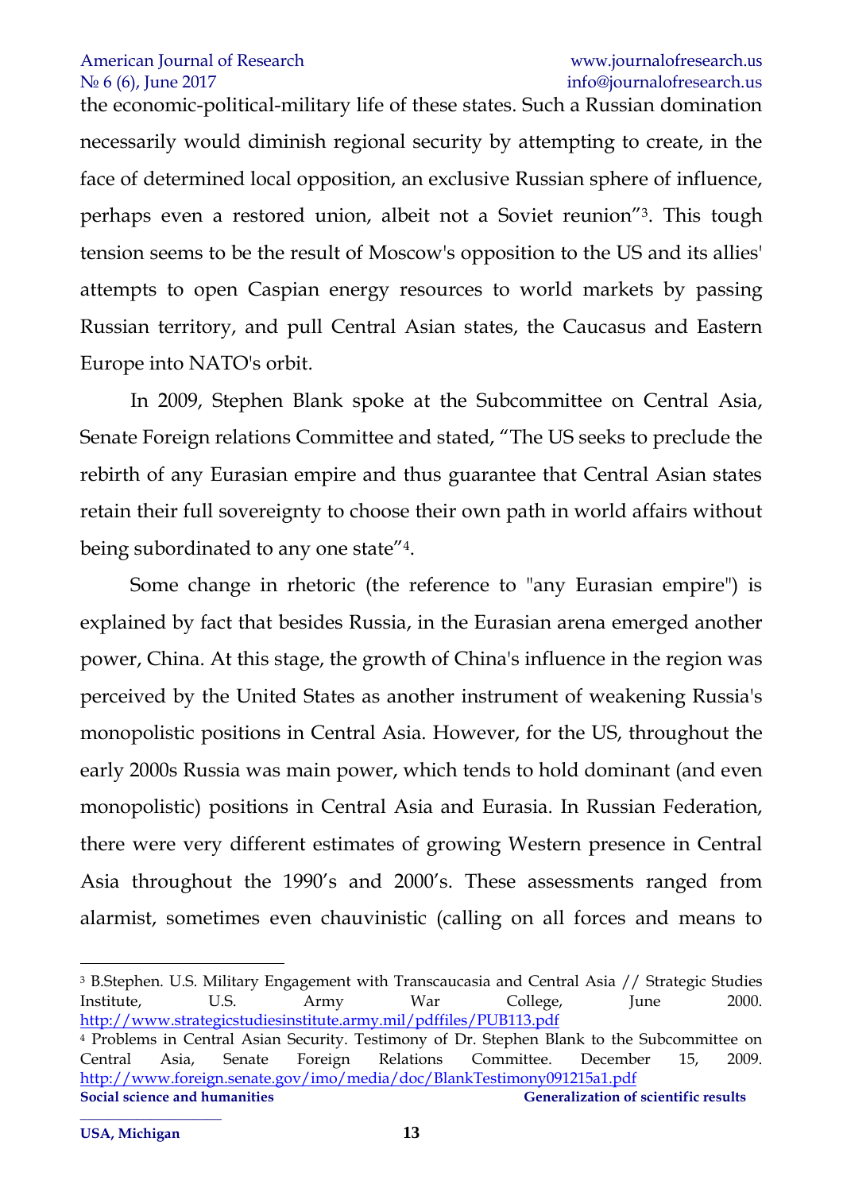the economic-political-military life of these states. Such a Russian domination necessarily would diminish regional security by attempting to create, in the face of determined local opposition, an exclusive Russian sphere of influence, perhaps even a restored union, albeit not a Soviet reunion"[3]. This tough tension seems to be the result of Moscow's opposition to the US and its allies' attempts to open Caspian energy resources to world markets by passing Russian territory, and pull Central Asian states, the Caucasus and Eastern Europe into NATO's orbit.

In 2009, Stephen Blank spoke at the Subcommittee on Central Asia, Senate Foreign relations Committee and stated, "The US seeks to preclude the rebirth of any Eurasian empire and thus guarantee that Central Asian states retain their full sovereignty to choose their own path in world affairs without being subordinated to any one state"[4].

Some change in rhetoric (the reference to "any Eurasian empire") is explained by fact that besides Russia, in the Eurasian arena emerged another power, China. At this stage, the growth of China's influence in the region was perceived by the United States as another instrument of weakening Russia's monopolistic positions in Central Asia. However, for the US, throughout the early 2000s Russia was main power, which tends to hold dominant (and even monopolistic) positions in Central Asia and Eurasia. In Russian Federation, there were very different estimates of growing Western presence in Central Asia throughout the 1990's and 2000's. These assessments ranged from alarmist, sometimes even chauvinistic (calling on all forces and means to

---

[3] B.Stephen. U.S. Military Engagement with Transcaucasia and Central Asia // Strategic Studies Institute, U.S. Army War College, June 2000. http://www.strategicstudiesinstitute.army.mil/pdffiles/PUB113.pdf

[4] Problems in Central Asian Security. Testimony of Dr. Stephen Blank to the Subcommittee on Central Asia, Senate Foreign Relations Committee. December 15, 2009. http://www.foreign.senate.gov/imo/media/doc/BlankTestimony091215a1.pdf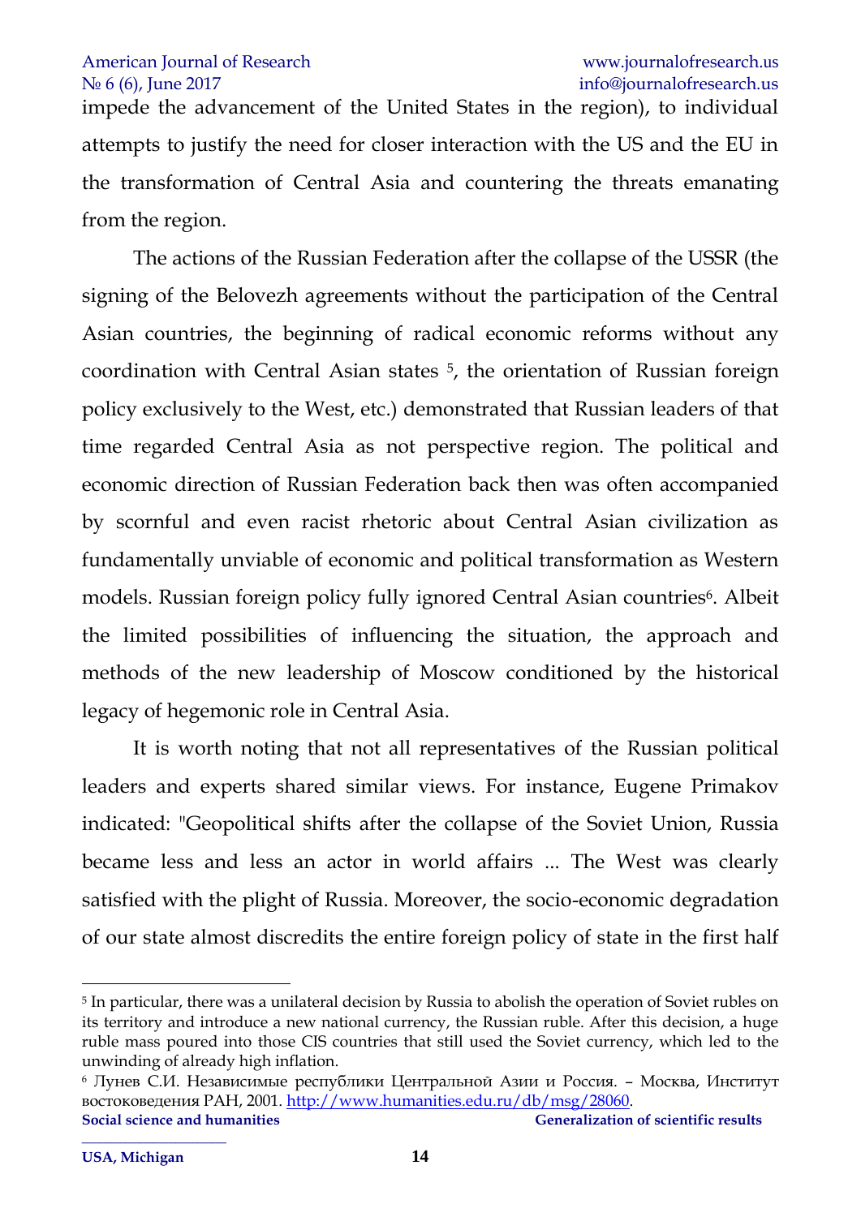impede the advancement of the United States in the region), to individual attempts to justify the need for closer interaction with the US and the EU in the transformation of Central Asia and countering the threats emanating from the region.

The actions of the Russian Federation after the collapse of the USSR (the signing of the Belovezh agreements without the participation of the Central Asian countries, the beginning of radical economic reforms without any coordination with Central Asian states [5], the orientation of Russian foreign policy exclusively to the West, etc.) demonstrated that Russian leaders of that time regarded Central Asia as not perspective region. The political and economic direction of Russian Federation back then was often accompanied by scornful and even racist rhetoric about Central Asian civilization as fundamentally unviable of economic and political transformation as Western models. Russian foreign policy fully ignored Central Asian countries[6]. Albeit the limited possibilities of influencing the situation, the approach and methods of the new leadership of Moscow conditioned by the historical legacy of hegemonic role in Central Asia.

It is worth noting that not all representatives of the Russian political leaders and experts shared similar views. For instance, Eugene Primakov indicated: "Geopolitical shifts after the collapse of the Soviet Union, Russia became less and less an actor in world affairs ... The West was clearly satisfied with the plight of Russia. Moreover, the socio-economic degradation of our state almost discredits the entire foreign policy of state in the first half

---

[5] In particular, there was a unilateral decision by Russia to abolish the operation of Soviet rubles on its territory and introduce a new national currency, the Russian ruble. After this decision, a huge ruble mass poured into those CIS countries that still used the Soviet currency, which led to the unwinding of already high inflation.

[6] Лунев С.И. Независимые республики Центральной Азии и Россия. – Москва, Институт востоковедения РАН, 2001. http://www.humanities.edu.ru/db/msg/28060.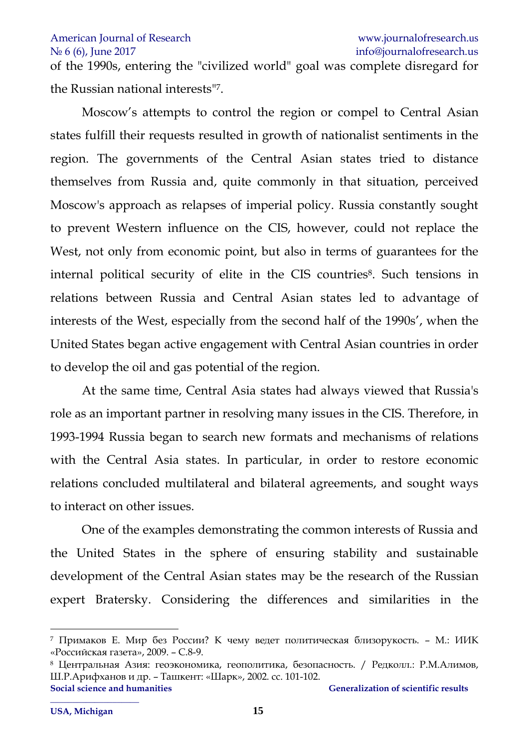of the 1990s, entering the "civilized world" goal was complete disregard for the Russian national interests"[7].

Moscow's attempts to control the region or compel to Central Asian states fulfill their requests resulted in growth of nationalist sentiments in the region. The governments of the Central Asian states tried to distance themselves from Russia and, quite commonly in that situation, perceived Moscow's approach as relapses of imperial policy. Russia constantly sought to prevent Western influence on the CIS, however, could not replace the West, not only from economic point, but also in terms of guarantees for the internal political security of elite in the CIS countries[8]. Such tensions in relations between Russia and Central Asian states led to advantage of interests of the West, especially from the second half of the 1990s', when the United States began active engagement with Central Asian countries in order to develop the oil and gas potential of the region.

At the same time, Central Asia states had always viewed that Russia's role as an important partner in resolving many issues in the CIS. Therefore, in 1993-1994 Russia began to search new formats and mechanisms of relations with the Central Asia states. In particular, in order to restore economic relations concluded multilateral and bilateral agreements, and sought ways to interact on other issues.

One of the examples demonstrating the common interests of Russia and the United States in the sphere of ensuring stability and sustainable development of the Central Asian states may be the research of the Russian expert Bratersky. Considering the differences and similarities in the

---

[7] Примаков Е. Мир без России? К чему ведет политическая близорукость. – М.: ИИК «Российская газета», 2009. – С.8-9.

[8] Центральная Азия: геоэкономика, геополитика, безопасность. / Редколл.: Р.М.Алимов, Ш.Р.Арифханов и др. – Ташкент: «Шарк», 2002. сс. 101-102.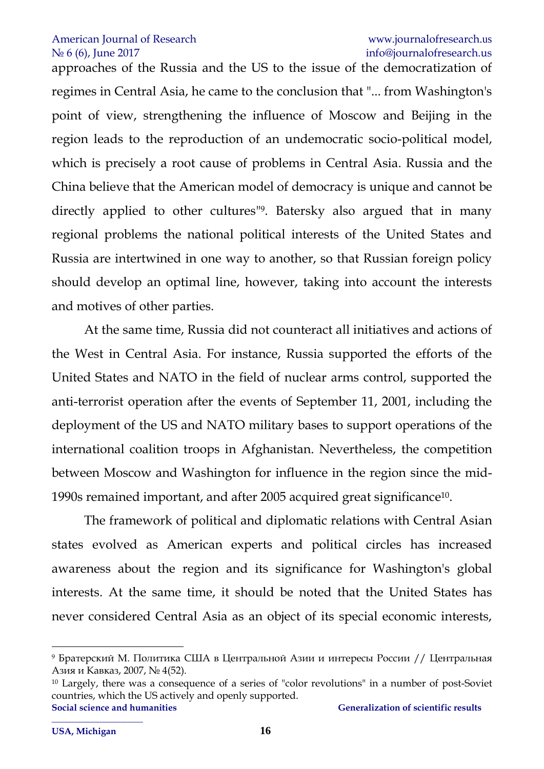approaches of the Russia and the US to the issue of the democratization of regimes in Central Asia, he came to the conclusion that "... from Washington's point of view, strengthening the influence of Moscow and Beijing in the region leads to the reproduction of an undemocratic socio-political model, which is precisely a root cause of problems in Central Asia. Russia and the China believe that the American model of democracy is unique and cannot be directly applied to other cultures"[9]. Batersky also argued that in many regional problems the national political interests of the United States and Russia are intertwined in one way to another, so that Russian foreign policy should develop an optimal line, however, taking into account the interests and motives of other parties.

At the same time, Russia did not counteract all initiatives and actions of the West in Central Asia. For instance, Russia supported the efforts of the United States and NATO in the field of nuclear arms control, supported the anti-terrorist operation after the events of September 11, 2001, including the deployment of the US and NATO military bases to support operations of the international coalition troops in Afghanistan. Nevertheless, the competition between Moscow and Washington for influence in the region since the mid-1990s remained important, and after 2005 acquired great significance[10].

The framework of political and diplomatic relations with Central Asian states evolved as American experts and political circles has increased awareness about the region and its significance for Washington's global interests. At the same time, it should be noted that the United States has never considered Central Asia as an object of its special economic interests,

---

[9] Братерский М. Политика США в Центральной Азии и интересы России // Центральная Азия и Кавказ, 2007, № 4(52).

[10] Largely, there was a consequence of a series of "color revolutions" in a number of post-Soviet countries, which the US actively and openly supported.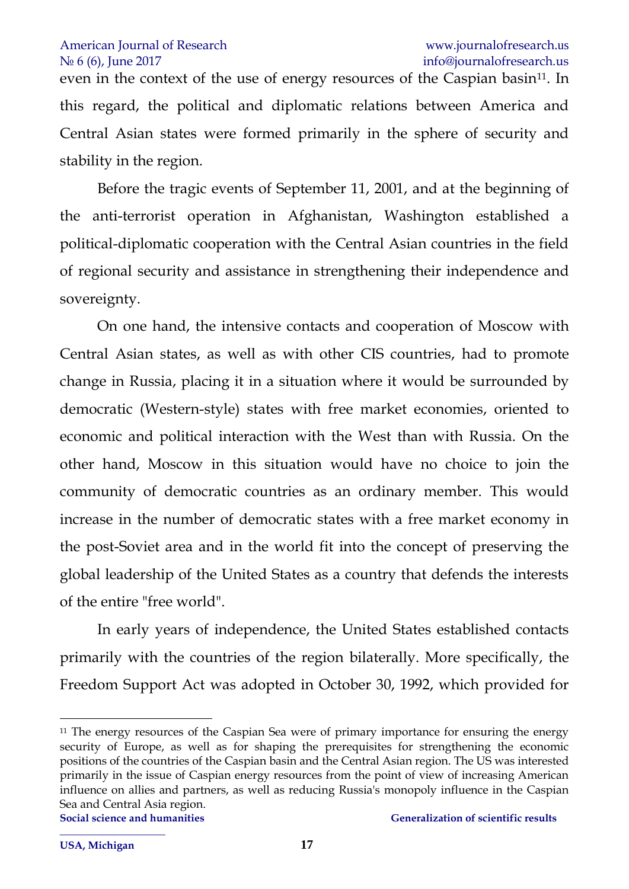even in the context of the use of energy resources of the Caspian basin[11]. In this regard, the political and diplomatic relations between America and Central Asian states were formed primarily in the sphere of security and stability in the region.

Before the tragic events of September 11, 2001, and at the beginning of the anti-terrorist operation in Afghanistan, Washington established a political-diplomatic cooperation with the Central Asian countries in the field of regional security and assistance in strengthening their independence and sovereignty.

On one hand, the intensive contacts and cooperation of Moscow with Central Asian states, as well as with other CIS countries, had to promote change in Russia, placing it in a situation where it would be surrounded by democratic (Western-style) states with free market economies, oriented to economic and political interaction with the West than with Russia. On the other hand, Moscow in this situation would have no choice to join the community of democratic countries as an ordinary member. This would increase in the number of democratic states with a free market economy in the post-Soviet area and in the world fit into the concept of preserving the global leadership of the United States as a country that defends the interests of the entire "free world".

In early years of independence, the United States established contacts primarily with the countries of the region bilaterally. More specifically, the Freedom Support Act was adopted in October 30, 1992, which provided for

---

[11] The energy resources of the Caspian Sea were of primary importance for ensuring the energy security of Europe, as well as for shaping the prerequisites for strengthening the economic positions of the countries of the Caspian basin and the Central Asian region. The US was interested primarily in the issue of Caspian energy resources from the point of view of increasing American influence on allies and partners, as well as reducing Russia's monopoly influence in the Caspian Sea and Central Asia region.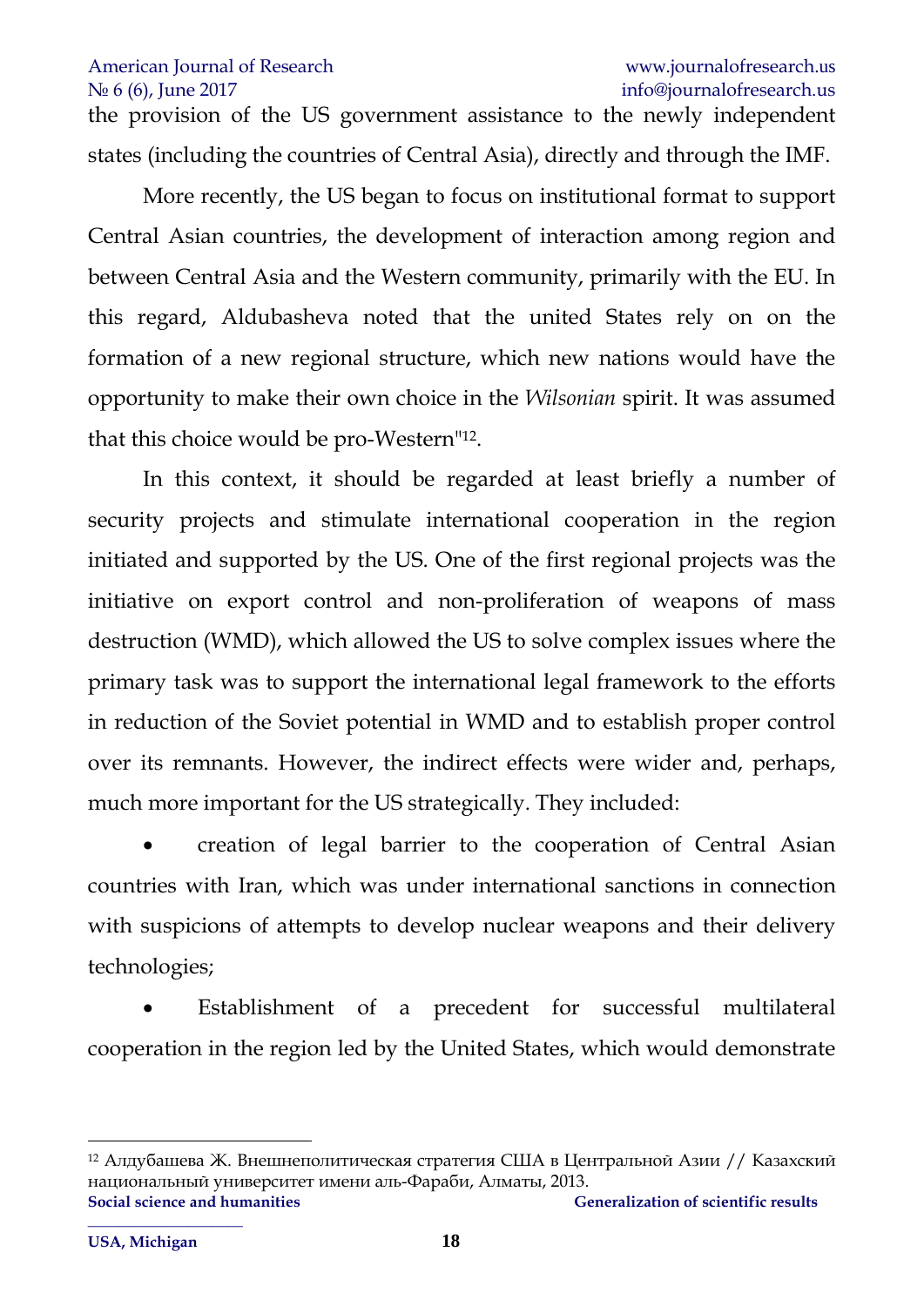the provision of the US government assistance to the newly independent states (including the countries of Central Asia), directly and through the IMF.

More recently, the US began to focus on institutional format to support Central Asian countries, the development of interaction among region and between Central Asia and the Western community, primarily with the EU. In this regard, Aldubasheva noted that the united States rely on on the formation of a new regional structure, which new nations would have the opportunity to make their own choice in the *Wilsonian* spirit. It was assumed that this choice would be pro-Western"[12].

In this context, it should be regarded at least briefly a number of security projects and stimulate international cooperation in the region initiated and supported by the US. One of the first regional projects was the initiative on export control and non-proliferation of weapons of mass destruction (WMD), which allowed the US to solve complex issues where the primary task was to support the international legal framework to the efforts in reduction of the Soviet potential in WMD and to establish proper control over its remnants. However, the indirect effects were wider and, perhaps, much more important for the US strategically. They included:

- creation of legal barrier to the cooperation of Central Asian countries with Iran, which was under international sanctions in connection with suspicions of attempts to develop nuclear weapons and their delivery technologies;
- Establishment of a precedent for successful multilateral cooperation in the region led by the United States, which would demonstrate

---

[12] Алдубашева Ж. Внешнеполитическая стратегия США в Центральной Азии // Казахский национальный университет имени аль-Фараби, Алматы, 2013.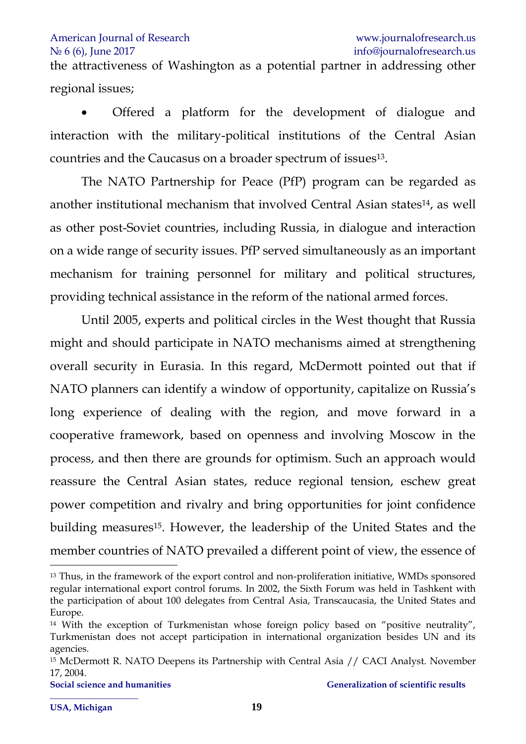the attractiveness of Washington as a potential partner in addressing other regional issues;

- Offered a platform for the development of dialogue and interaction with the military-political institutions of the Central Asian countries and the Caucasus on a broader spectrum of issues[13].

The NATO Partnership for Peace (PfP) program can be regarded as another institutional mechanism that involved Central Asian states[14], as well as other post-Soviet countries, including Russia, in dialogue and interaction on a wide range of security issues. PfP served simultaneously as an important mechanism for training personnel for military and political structures, providing technical assistance in the reform of the national armed forces.

Until 2005, experts and political circles in the West thought that Russia might and should participate in NATO mechanisms aimed at strengthening overall security in Eurasia. In this regard, McDermott pointed out that if NATO planners can identify a window of opportunity, capitalize on Russia's long experience of dealing with the region, and move forward in a cooperative framework, based on openness and involving Moscow in the process, and then there are grounds for optimism. Such an approach would reassure the Central Asian states, reduce regional tension, eschew great power competition and rivalry and bring opportunities for joint confidence building measures[15]. However, the leadership of the United States and the member countries of NATO prevailed a different point of view, the essence of

---

[13] Thus, in the framework of the export control and non-proliferation initiative, WMDs sponsored regular international export control forums. In 2002, the Sixth Forum was held in Tashkent with the participation of about 100 delegates from Central Asia, Transcaucasia, the United States and Europe.

[14] With the exception of Turkmenistan whose foreign policy based on "positive neutrality", Turkmenistan does not accept participation in international organization besides UN and its agencies.

[15] McDermott R. NATO Deepens its Partnership with Central Asia // CACI Analyst. November 17, 2004.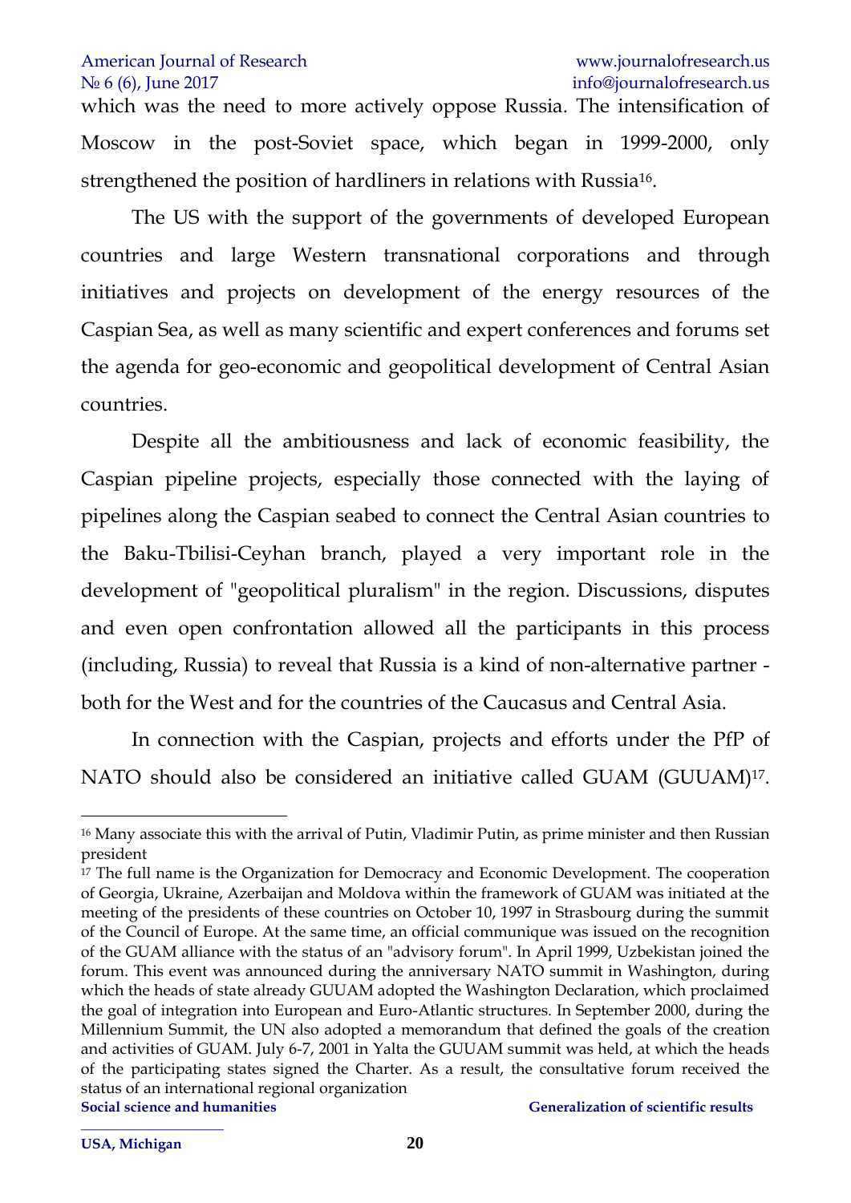which was the need to more actively oppose Russia. The intensification of Moscow in the post-Soviet space, which began in 1999-2000, only strengthened the position of hardliners in relations with Russia[16].

The US with the support of the governments of developed European countries and large Western transnational corporations and through initiatives and projects on development of the energy resources of the Caspian Sea, as well as many scientific and expert conferences and forums set the agenda for geo-economic and geopolitical development of Central Asian countries.

Despite all the ambitiousness and lack of economic feasibility, the Caspian pipeline projects, especially those connected with the laying of pipelines along the Caspian seabed to connect the Central Asian countries to the Baku-Tbilisi-Ceyhan branch, played a very important role in the development of "geopolitical pluralism" in the region. Discussions, disputes and even open confrontation allowed all the participants in this process (including, Russia) to reveal that Russia is a kind of non-alternative partner - both for the West and for the countries of the Caucasus and Central Asia.

In connection with the Caspian, projects and efforts under the PfP of NATO should also be considered an initiative called GUAM (GUUAM)[17].

---

[16] Many associate this with the arrival of Putin, Vladimir Putin, as prime minister and then Russian president

[17] The full name is the Organization for Democracy and Economic Development. The cooperation of Georgia, Ukraine, Azerbaijan and Moldova within the framework of GUAM was initiated at the meeting of the presidents of these countries on October 10, 1997 in Strasbourg during the summit of the Council of Europe. At the same time, an official communique was issued on the recognition of the GUAM alliance with the status of an "advisory forum". In April 1999, Uzbekistan joined the forum. This event was announced during the anniversary NATO summit in Washington, during which the heads of state already GUUAM adopted the Washington Declaration, which proclaimed the goal of integration into European and Euro-Atlantic structures. In September 2000, during the Millennium Summit, the UN also adopted a memorandum that defined the goals of the creation and activities of GUAM. July 6-7, 2001 in Yalta the GUUAM summit was held, at which the heads of the participating states signed the Charter. As a result, the consultative forum received the status of an international regional organization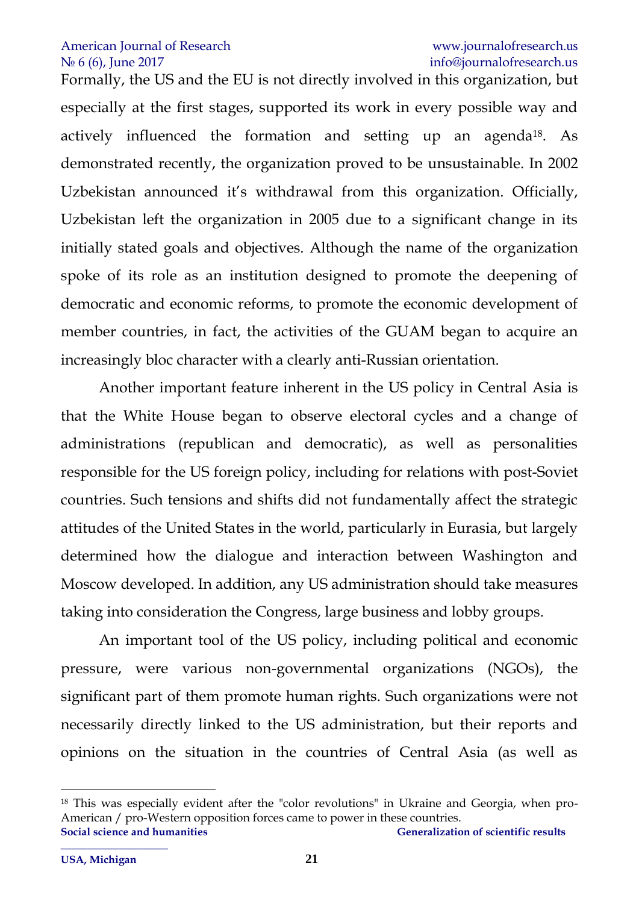Formally, the US and the EU is not directly involved in this organization, but especially at the first stages, supported its work in every possible way and actively influenced the formation and setting up an agenda[18]. As demonstrated recently, the organization proved to be unsustainable. In 2002 Uzbekistan announced it's withdrawal from this organization. Officially, Uzbekistan left the organization in 2005 due to a significant change in its initially stated goals and objectives. Although the name of the organization spoke of its role as an institution designed to promote the deepening of democratic and economic reforms, to promote the economic development of member countries, in fact, the activities of the GUAM began to acquire an increasingly bloc character with a clearly anti-Russian orientation.

Another important feature inherent in the US policy in Central Asia is that the White House began to observe electoral cycles and a change of administrations (republican and democratic), as well as personalities responsible for the US foreign policy, including for relations with post-Soviet countries. Such tensions and shifts did not fundamentally affect the strategic attitudes of the United States in the world, particularly in Eurasia, but largely determined how the dialogue and interaction between Washington and Moscow developed. In addition, any US administration should take measures taking into consideration the Congress, large business and lobby groups.

An important tool of the US policy, including political and economic pressure, were various non-governmental organizations (NGOs), the significant part of them promote human rights. Such organizations were not necessarily directly linked to the US administration, but their reports and opinions on the situation in the countries of Central Asia (as well as

---

[18] This was especially evident after the "color revolutions" in Ukraine and Georgia, when pro-American / pro-Western opposition forces came to power in these countries.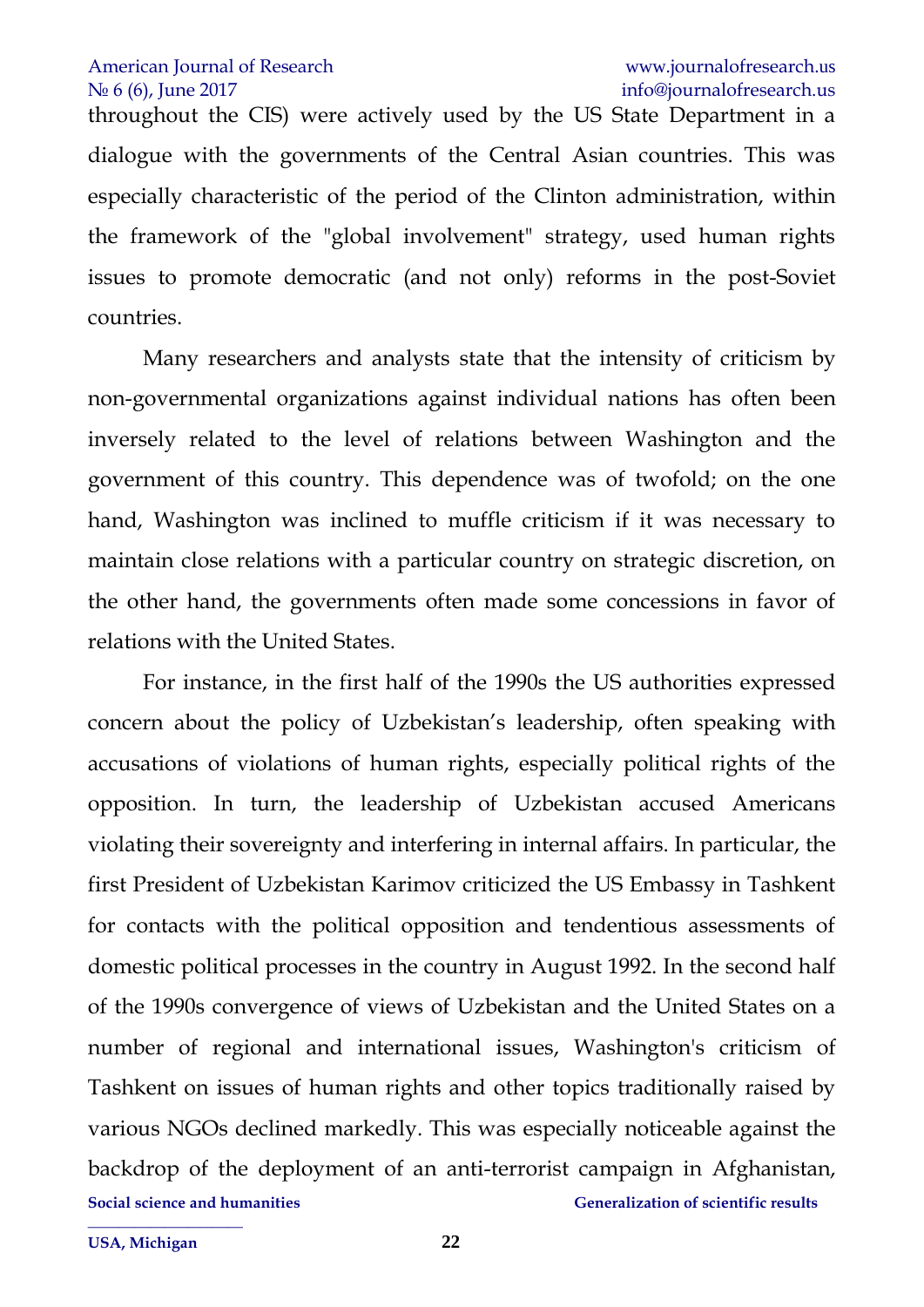throughout the CIS) were actively used by the US State Department in a dialogue with the governments of the Central Asian countries. This was especially characteristic of the period of the Clinton administration, within the framework of the "global involvement" strategy, used human rights issues to promote democratic (and not only) reforms in the post-Soviet countries.

Many researchers and analysts state that the intensity of criticism by non-governmental organizations against individual nations has often been inversely related to the level of relations between Washington and the government of this country. This dependence was of twofold; on the one hand, Washington was inclined to muffle criticism if it was necessary to maintain close relations with a particular country on strategic discretion, on the other hand, the governments often made some concessions in favor of relations with the United States.

For instance, in the first half of the 1990s the US authorities expressed concern about the policy of Uzbekistan's leadership, often speaking with accusations of violations of human rights, especially political rights of the opposition. In turn, the leadership of Uzbekistan accused Americans violating their sovereignty and interfering in internal affairs. In particular, the first President of Uzbekistan Karimov criticized the US Embassy in Tashkent for contacts with the political opposition and tendentious assessments of domestic political processes in the country in August 1992. In the second half of the 1990s convergence of views of Uzbekistan and the United States on a number of regional and international issues, Washington's criticism of Tashkent on issues of human rights and other topics traditionally raised by various NGOs declined markedly. This was especially noticeable against the backdrop of the deployment of an anti-terrorist campaign in Afghanistan,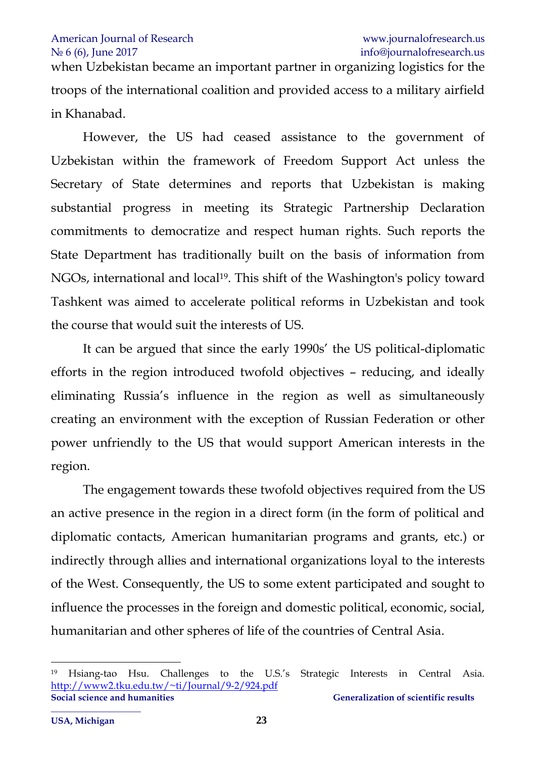when Uzbekistan became an important partner in organizing logistics for the troops of the international coalition and provided access to a military airfield in Khanabad.

However, the US had ceased assistance to the government of Uzbekistan within the framework of Freedom Support Act unless the Secretary of State determines and reports that Uzbekistan is making substantial progress in meeting its Strategic Partnership Declaration commitments to democratize and respect human rights. Such reports the State Department has traditionally built on the basis of information from NGOs, international and local[19]. This shift of the Washington's policy toward Tashkent was aimed to accelerate political reforms in Uzbekistan and took the course that would suit the interests of US.

It can be argued that since the early 1990s' the US political-diplomatic efforts in the region introduced twofold objectives – reducing, and ideally eliminating Russia's influence in the region as well as simultaneously creating an environment with the exception of Russian Federation or other power unfriendly to the US that would support American interests in the region.

The engagement towards these twofold objectives required from the US an active presence in the region in a direct form (in the form of political and diplomatic contacts, American humanitarian programs and grants, etc.) or indirectly through allies and international organizations loyal to the interests of the West. Consequently, the US to some extent participated and sought to influence the processes in the foreign and domestic political, economic, social, humanitarian and other spheres of life of the countries of Central Asia.

---

[19] Hsiang-tao Hsu. Challenges to the U.S.'s Strategic Interests in Central Asia. http://www2.tku.edu.tw/~ti/Journal/9-2/924.pdf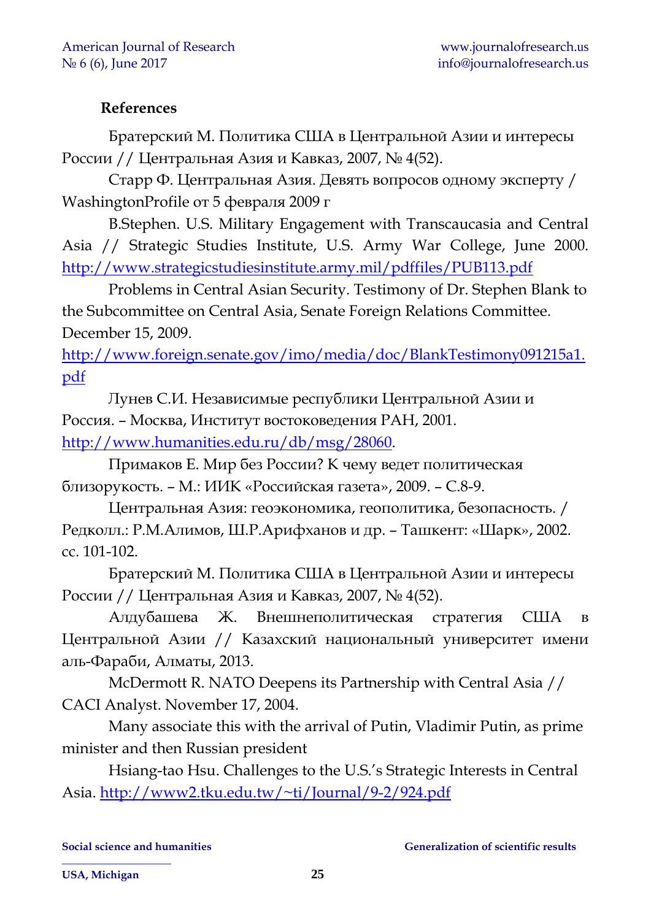**References**

Братерский М. Политика США в Центральной Азии и интересы России // Центральная Азия и Кавказ, 2007, № 4(52).

Старр Ф. Центральная Азия. Девять вопросов одному эксперту / WashingtonProfile от 5 февраля 2009 г

B.Stephen. U.S. Military Engagement with Transcaucasia and Central Asia // Strategic Studies Institute, U.S. Army War College, June 2000. http://www.strategicstudiesinstitute.army.mil/pdffiles/PUB113.pdf

Problems in Central Asian Security. Testimony of Dr. Stephen Blank to the Subcommittee on Central Asia, Senate Foreign Relations Committee. December 15, 2009. http://www.foreign.senate.gov/imo/media/doc/BlankTestimony091215a1.pdf

Лунев С.И. Независимые республики Центральной Азии и Россия. – Москва, Институт востоковедения РАН, 2001. http://www.humanities.edu.ru/db/msg/28060.

Примаков Е. Мир без России? К чему ведет политическая близорукость. – М.: ИИК «Российская газета», 2009. – С.8-9.

Центральная Азия: геоэкономика, геополитика, безопасность. / Редколл.: Р.М.Алимов, Ш.Р.Арифханов и др. – Ташкент: «Шарк», 2002. сс. 101-102.

Братерский М. Политика США в Центральной Азии и интересы России // Центральная Азия и Кавказ, 2007, № 4(52).

Алдубашева Ж. Внешнеполитическая стратегия США в Центральной Азии // Казахский национальный университет имени аль-Фараби, Алматы, 2013.

McDermott R. NATO Deepens its Partnership with Central Asia // CACI Analyst. November 17, 2004.

Many associate this with the arrival of Putin, Vladimir Putin, as prime minister and then Russian president

Hsiang-tao Hsu. Challenges to the U.S.'s Strategic Interests in Central Asia. http://www2.tku.edu.tw/~ti/Journal/9-2/924.pdf